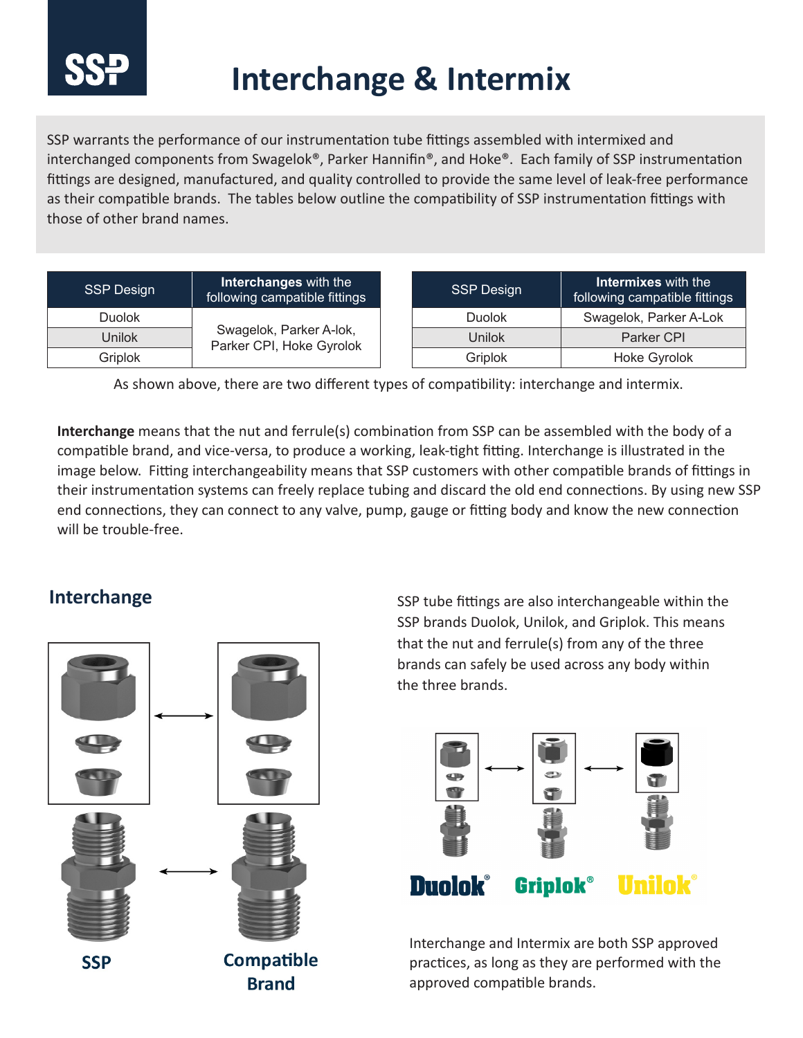# Interchange & Intermix

SSP warrants the performance of our instrumentation tube fittings assembled with intermixed and interchanged components from Swagelok®, Parker Hannifin®, and Hoke®. Each family of SSP instrumentation fittings are designed, manufactured, and quality controlled to provide the same level of leak-free performance as their compatible brands. The tables below outline the compatibility of SSP instrumentation fittings with those of other brand names.

| SSP Design | **Interchanges** with the following campatible fittings |
|---|---|
| Duolok | Swagelok, Parker A-lok, Parker CPI, Hoke Gyrolok |
| Unilok | |
| Griplok | |

| SSP Design | **Intermixes** with the following campatible fittings |
|---|---|
| Duolok | Swagelok, Parker A-Lok |
| Unilok | Parker CPI |
| Griplok | Hoke Gyrolok |

As shown above, there are two different types of compatibility: interchange and intermix.

**Interchange** means that the nut and ferrule(s) combination from SSP can be assembled with the body of a compatible brand, and vice-versa, to produce a working, leak-tight fitting. Interchange is illustrated in the image below. Fitting interchangeability means that SSP customers with other compatible brands of fittings in their instrumentation systems can freely replace tubing and discard the old end connections. By using new SSP end connections, they can connect to any valve, pump, gauge or fitting body and know the new connection will be trouble-free.

## Interchange

SSP

Compatible Brand

SSP tube fittings are also interchangeable within the SSP brands Duolok, Unilok, and Griplok. This means that the nut and ferrule(s) from any of the three brands can safely be used across any body within the three brands.

Duolok® Griplok® Unilok®

Interchange and Intermix are both SSP approved practices, as long as they are performed with the approved compatible brands.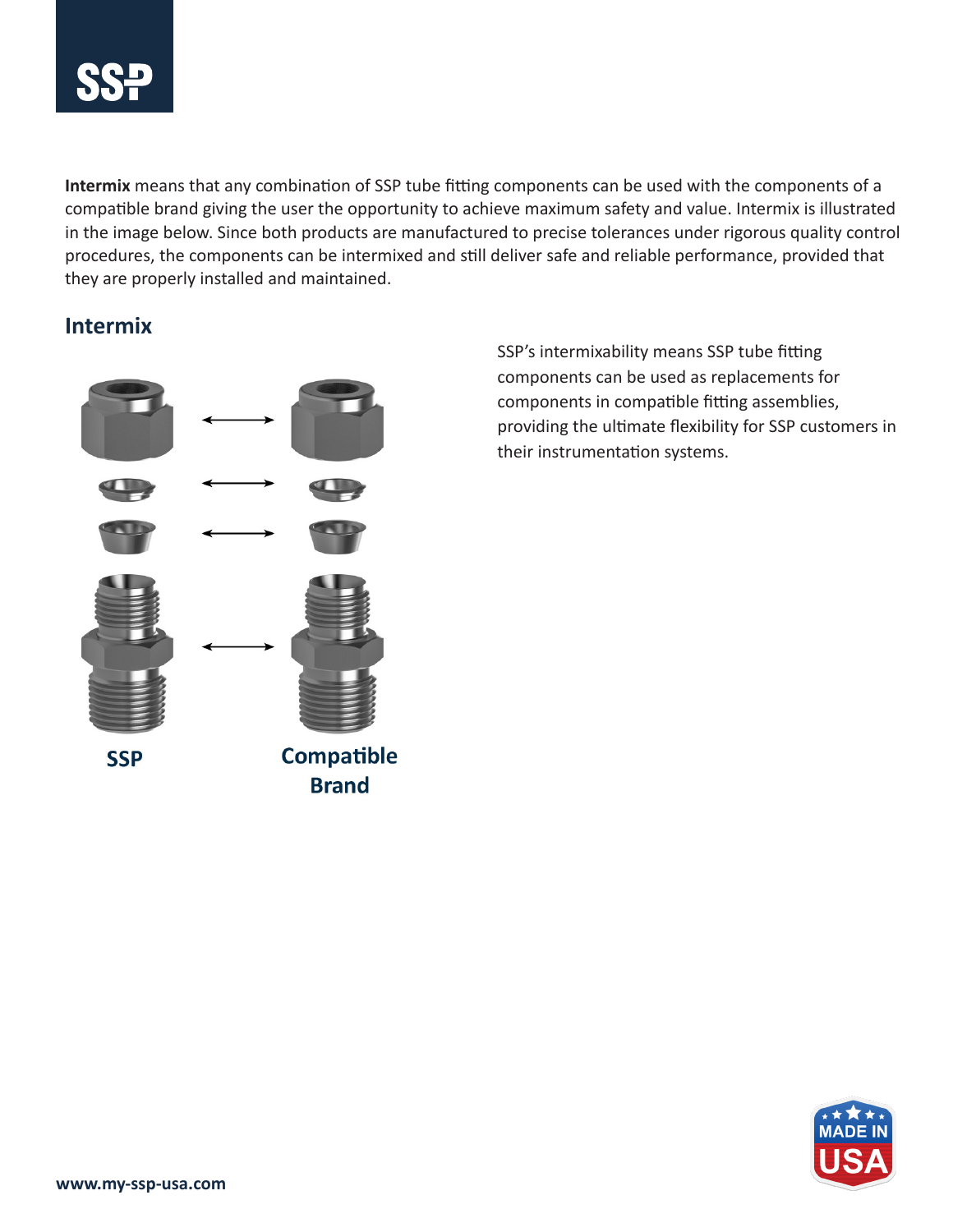**Intermix** means that any combination of SSP tube fitting components can be used with the components of a compatible brand giving the user the opportunity to achieve maximum safety and value. Intermix is illustrated in the image below. Since both products are manufactured to precise tolerances under rigorous quality control procedures, the components can be intermixed and still deliver safe and reliable performance, provided that they are properly installed and maintained.

## Intermix

SSP

Compatible Brand

SSP's intermixability means SSP tube fitting components can be used as replacements for components in compatible fitting assemblies, providing the ultimate flexibility for SSP customers in their instrumentation systems.

www.my-ssp-usa.com